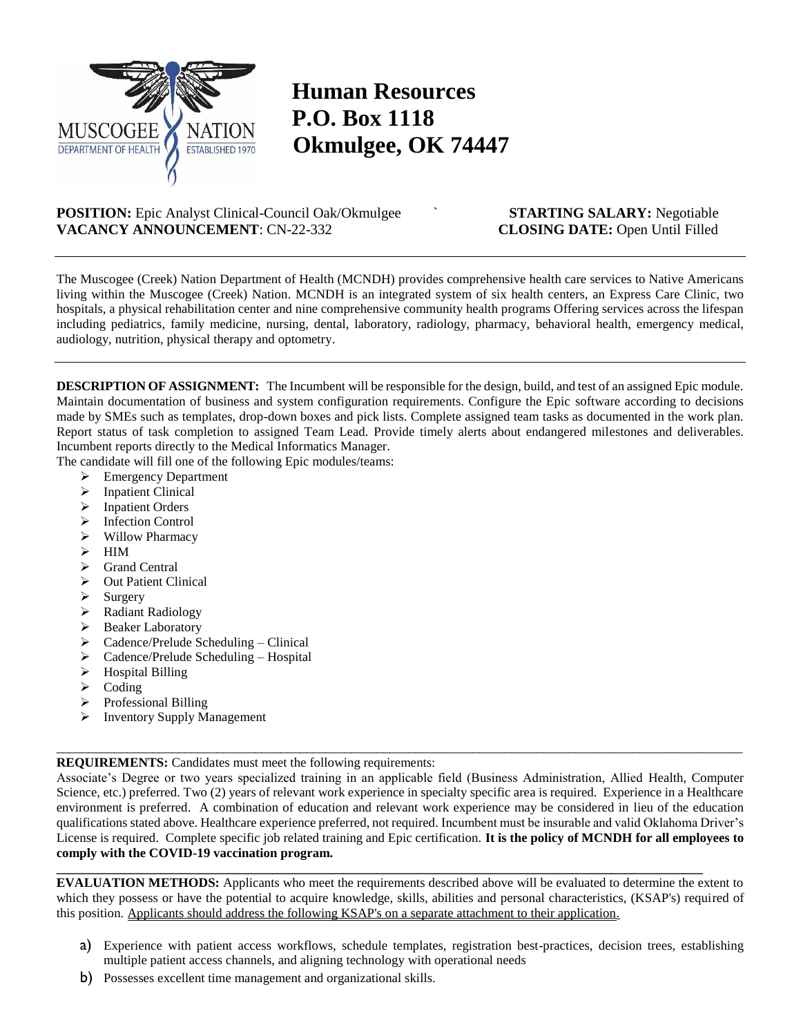**Human Resources**
**P.O. Box 1118**
**Okmulgee, OK 74447**

**POSITION:** Epic Analyst Clinical-Council Oak/Okmulgee `  **STARTING SALARY:** Negotiable
**VACANCY ANNOUNCEMENT**: CN-22-332  **CLOSING DATE:** Open Until Filled

---

The Muscogee (Creek) Nation Department of Health (MCNDH) provides comprehensive health care services to Native Americans living within the Muscogee (Creek) Nation. MCNDH is an integrated system of six health centers, an Express Care Clinic, two hospitals, a physical rehabilitation center and nine comprehensive community health programs Offering services across the lifespan including pediatrics, family medicine, nursing, dental, laboratory, radiology, pharmacy, behavioral health, emergency medical, audiology, nutrition, physical therapy and optometry.

---

**DESCRIPTION OF ASSIGNMENT:** The Incumbent will be responsible for the design, build, and test of an assigned Epic module. Maintain documentation of business and system configuration requirements. Configure the Epic software according to decisions made by SMEs such as templates, drop-down boxes and pick lists. Complete assigned team tasks as documented in the work plan. Report status of task completion to assigned Team Lead. Provide timely alerts about endangered milestones and deliverables. Incumbent reports directly to the Medical Informatics Manager.

The candidate will fill one of the following Epic modules/teams:

- Emergency Department
- Inpatient Clinical
- Inpatient Orders
- Infection Control
- Willow Pharmacy
- HIM
- Grand Central
- Out Patient Clinical
- Surgery
- Radiant Radiology
- Beaker Laboratory
- Cadence/Prelude Scheduling – Clinical
- Cadence/Prelude Scheduling – Hospital
- Hospital Billing
- Coding
- Professional Billing
- Inventory Supply Management

---

**REQUIREMENTS:** Candidates must meet the following requirements:
Associate's Degree or two years specialized training in an applicable field (Business Administration, Allied Health, Computer Science, etc.) preferred. Two (2) years of relevant work experience in specialty specific area is required. Experience in a Healthcare environment is preferred. A combination of education and relevant work experience may be considered in lieu of the education qualifications stated above. Healthcare experience preferred, not required. Incumbent must be insurable and valid Oklahoma Driver's License is required. Complete specific job related training and Epic certification. **It is the policy of MCNDH for all employees to comply with the COVID-19 vaccination program.**

---

**EVALUATION METHODS:** Applicants who meet the requirements described above will be evaluated to determine the extent to which they possess or have the potential to acquire knowledge, skills, abilities and personal characteristics, (KSAP's) required of this position. Applicants should address the following KSAP's on a separate attachment to their application.

a) Experience with patient access workflows, schedule templates, registration best-practices, decision trees, establishing multiple patient access channels, and aligning technology with operational needs
b) Possesses excellent time management and organizational skills.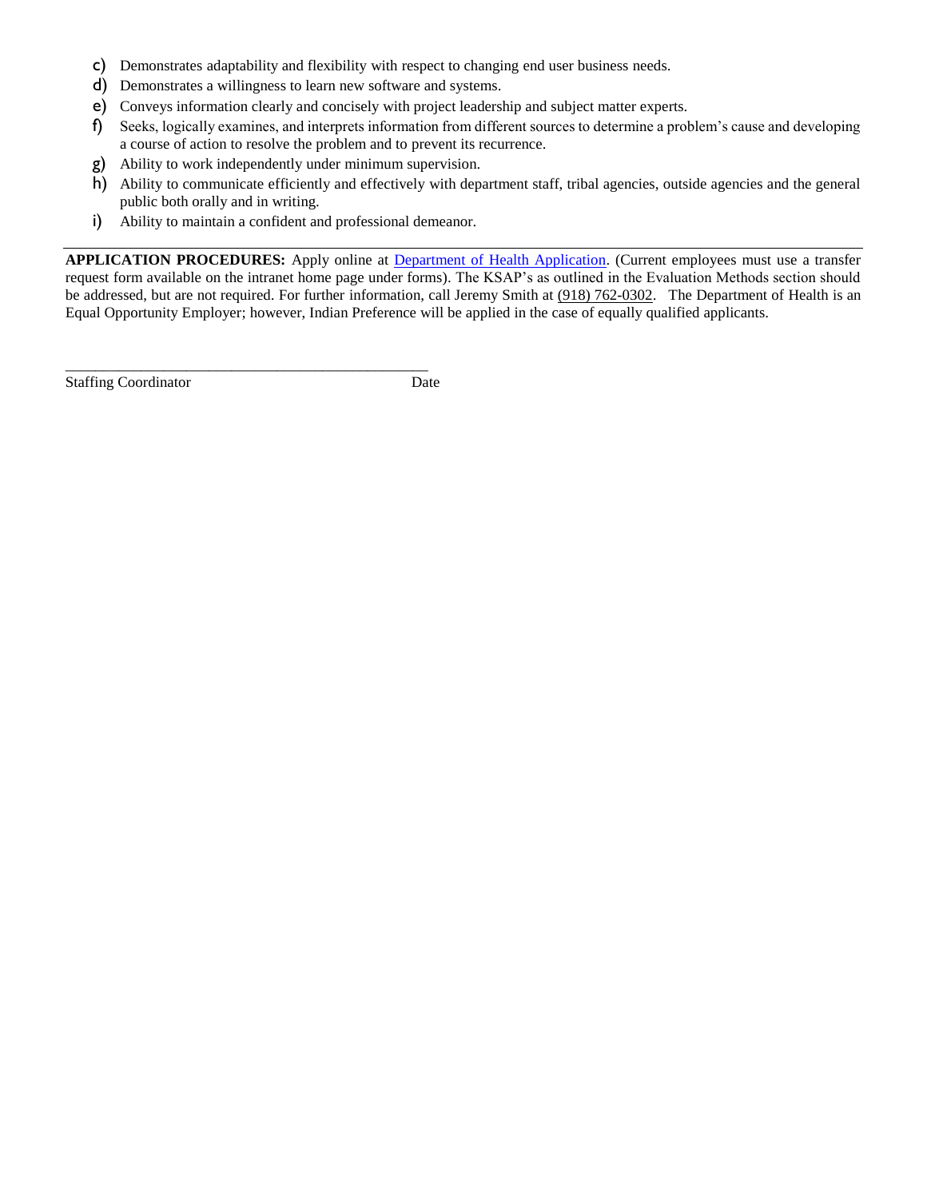c) Demonstrates adaptability and flexibility with respect to changing end user business needs.
d) Demonstrates a willingness to learn new software and systems.
e) Conveys information clearly and concisely with project leadership and subject matter experts.
f) Seeks, logically examines, and interprets information from different sources to determine a problem's cause and developing a course of action to resolve the problem and to prevent its recurrence.
g) Ability to work independently under minimum supervision.
h) Ability to communicate efficiently and effectively with department staff, tribal agencies, outside agencies and the general public both orally and in writing.
i) Ability to maintain a confident and professional demeanor.

---

**APPLICATION PROCEDURES:** Apply online at Department of Health Application. (Current employees must use a transfer request form available on the intranet home page under forms). The KSAP's as outlined in the Evaluation Methods section should be addressed, but are not required. For further information, call Jeremy Smith at (918) 762-0302. The Department of Health is an Equal Opportunity Employer; however, Indian Preference will be applied in the case of equally qualified applicants.

\_\_\_\_\_\_\_\_\_\_\_\_\_\_\_\_\_\_\_\_\_\_\_\_\_\_\_\_\_\_\_\_\_\_\_\_\_\_\_\_\_\_\_\_\_\_\_\_

Staffing Coordinator Date